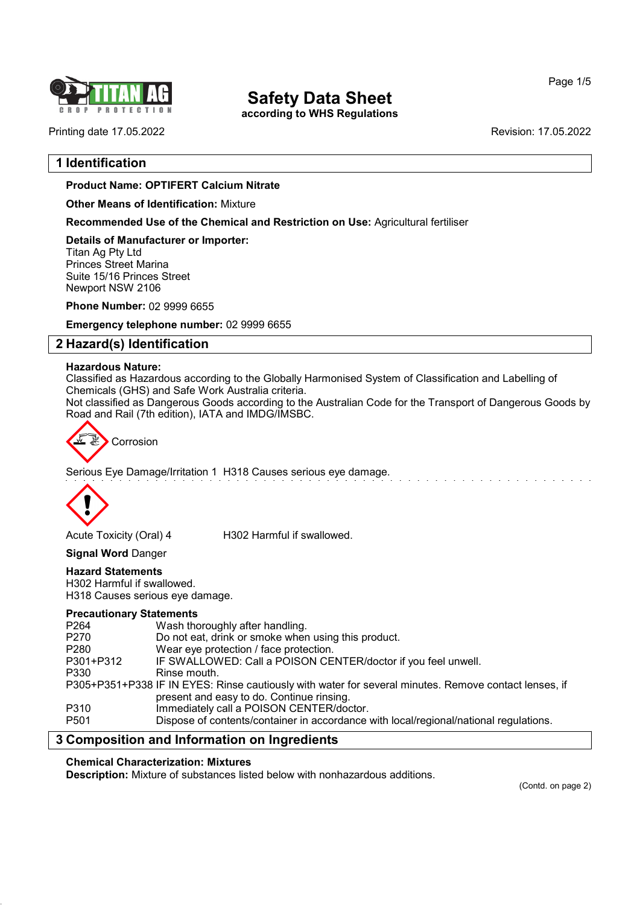# Safety Data Sheet

**according to WHS Regulations**

Printing date 17.05.2022 Revision: 17.05.2022

## 1 Identification

**Product Name: OPTIFERT Calcium Nitrate**

**Other Means of Identification:** Mixture

**Recommended Use of the Chemical and Restriction on Use:** Agricultural fertiliser

**Details of Manufacturer or Importer:**
Titan Ag Pty Ltd
Princes Street Marina
Suite 15/16 Princes Street
Newport NSW 2106

**Phone Number:** 02 9999 6655

**Emergency telephone number:** 02 9999 6655

## 2 Hazard(s) Identification

**Hazardous Nature:**
Classified as Hazardous according to the Globally Harmonised System of Classification and Labelling of Chemicals (GHS) and Safe Work Australia criteria.
Not classified as Dangerous Goods according to the Australian Code for the Transport of Dangerous Goods by Road and Rail (7th edition), IATA and IMDG/IMSBC.

Corrosion

Serious Eye Damage/Irritation 1 H318 Causes serious eye damage.

Acute Toxicity (Oral) 4 H302 Harmful if swallowed.

**Signal Word** Danger

**Hazard Statements**
H302 Harmful if swallowed.
H318 Causes serious eye damage.

**Precautionary Statements**

| | |
|---|---|
| P264 | Wash thoroughly after handling. |
| P270 | Do not eat, drink or smoke when using this product. |
| P280 | Wear eye protection / face protection. |
| P301+P312 | IF SWALLOWED: Call a POISON CENTER/doctor if you feel unwell. |
| P330 | Rinse mouth. |
| P305+P351+P338 | IF IN EYES: Rinse cautiously with water for several minutes. Remove contact lenses, if present and easy to do. Continue rinsing. |
| P310 | Immediately call a POISON CENTER/doctor. |
| P501 | Dispose of contents/container in accordance with local/regional/national regulations. |

## 3 Composition and Information on Ingredients

**Chemical Characterization: Mixtures**
**Description:** Mixture of substances listed below with nonhazardous additions.

(Contd. on page 2)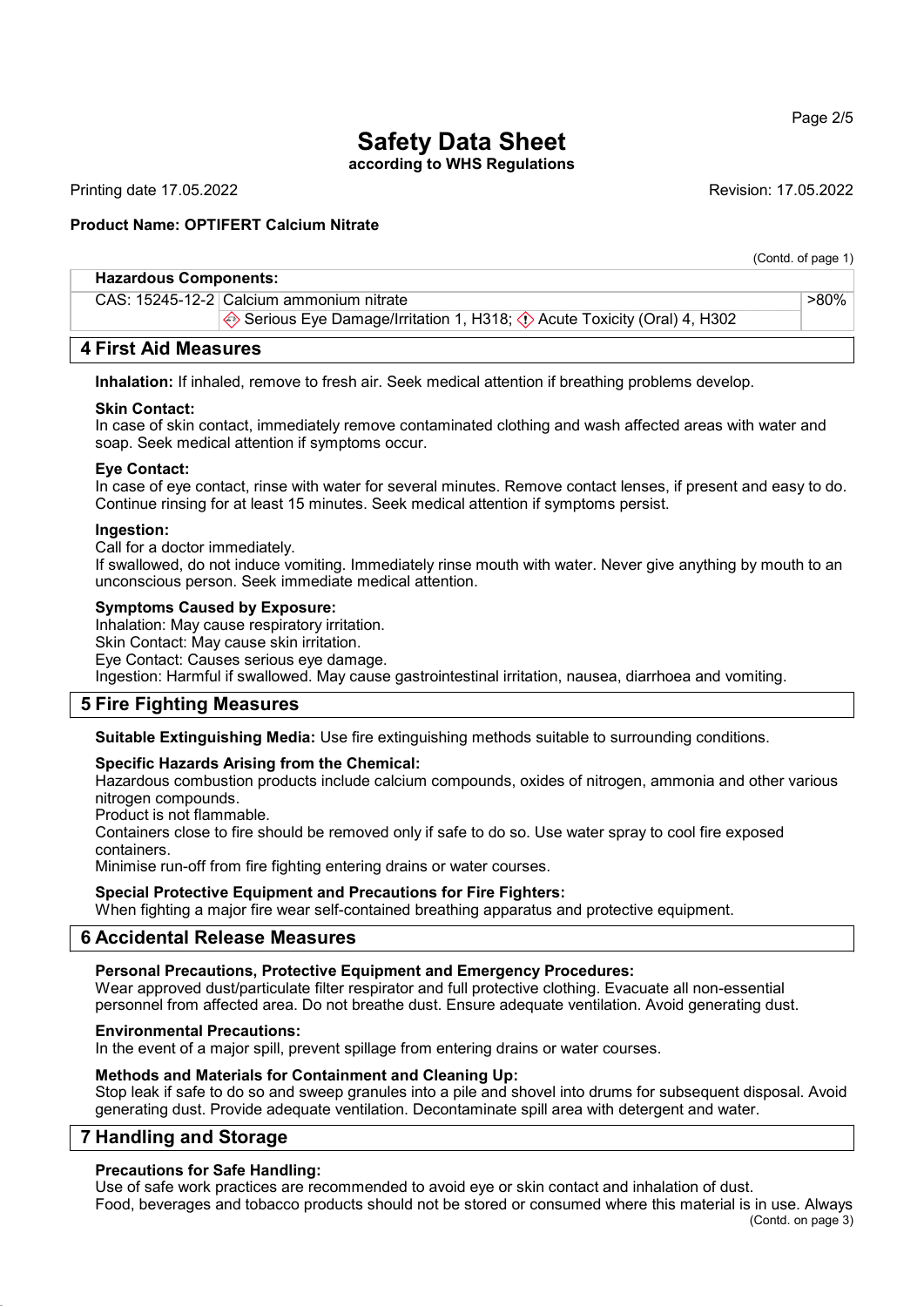(Contd. of page 1)

| Hazardous Components: | | |
|---|---|---|
| CAS: 15245-12-2 | Calcium ammonium nitrate | >80% |
| | Serious Eye Damage/Irritation 1, H318; Acute Toxicity (Oral) 4, H302 | |

## 4 First Aid Measures

**Inhalation:** If inhaled, remove to fresh air. Seek medical attention if breathing problems develop.

**Skin Contact:**
In case of skin contact, immediately remove contaminated clothing and wash affected areas with water and soap. Seek medical attention if symptoms occur.

**Eye Contact:**
In case of eye contact, rinse with water for several minutes. Remove contact lenses, if present and easy to do. Continue rinsing for at least 15 minutes. Seek medical attention if symptoms persist.

**Ingestion:**
Call for a doctor immediately.
If swallowed, do not induce vomiting. Immediately rinse mouth with water. Never give anything by mouth to an unconscious person. Seek immediate medical attention.

**Symptoms Caused by Exposure:**
Inhalation: May cause respiratory irritation.
Skin Contact: May cause skin irritation.
Eye Contact: Causes serious eye damage.
Ingestion: Harmful if swallowed. May cause gastrointestinal irritation, nausea, diarrhoea and vomiting.

## 5 Fire Fighting Measures

**Suitable Extinguishing Media:** Use fire extinguishing methods suitable to surrounding conditions.

**Specific Hazards Arising from the Chemical:**
Hazardous combustion products include calcium compounds, oxides of nitrogen, ammonia and other various nitrogen compounds.
Product is not flammable.
Containers close to fire should be removed only if safe to do so. Use water spray to cool fire exposed containers.
Minimise run-off from fire fighting entering drains or water courses.

**Special Protective Equipment and Precautions for Fire Fighters:**
When fighting a major fire wear self-contained breathing apparatus and protective equipment.

## 6 Accidental Release Measures

**Personal Precautions, Protective Equipment and Emergency Procedures:**
Wear approved dust/particulate filter respirator and full protective clothing. Evacuate all non-essential personnel from affected area. Do not breathe dust. Ensure adequate ventilation. Avoid generating dust.

**Environmental Precautions:**
In the event of a major spill, prevent spillage from entering drains or water courses.

**Methods and Materials for Containment and Cleaning Up:**
Stop leak if safe to do so and sweep granules into a pile and shovel into drums for subsequent disposal. Avoid generating dust. Provide adequate ventilation. Decontaminate spill area with detergent and water.

## 7 Handling and Storage

**Precautions for Safe Handling:**
Use of safe work practices are recommended to avoid eye or skin contact and inhalation of dust.
Food, beverages and tobacco products should not be stored or consumed where this material is in use. Always

(Contd. on page 3)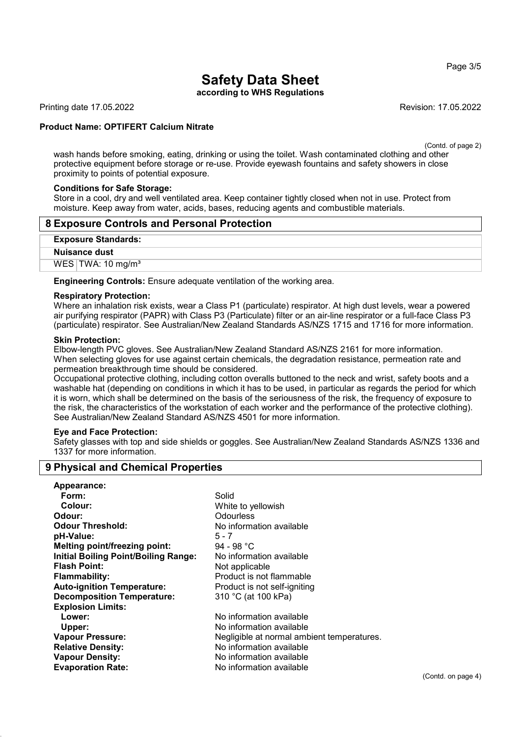# Safety Data Sheet

**according to WHS Regulations**

Printing date 17.05.2022 Revision: 17.05.2022

**Product Name: OPTIFERT Calcium Nitrate**

(Contd. of page 2)

wash hands before smoking, eating, drinking or using the toilet. Wash contaminated clothing and other protective equipment before storage or re-use. Provide eyewash fountains and safety showers in close proximity to points of potential exposure.

**Conditions for Safe Storage:**
Store in a cool, dry and well ventilated area. Keep container tightly closed when not in use. Protect from moisture. Keep away from water, acids, bases, reducing agents and combustible materials.

## 8 Exposure Controls and Personal Protection

| **Exposure Standards:** | |
|---|---|
| **Nuisance dust** | |
| WES | TWA: 10 mg/m³ |

**Engineering Controls:** Ensure adequate ventilation of the working area.

**Respiratory Protection:**
Where an inhalation risk exists, wear a Class P1 (particulate) respirator. At high dust levels, wear a powered air purifying respirator (PAPR) with Class P3 (Particulate) filter or an air-line respirator or a full-face Class P3 (particulate) respirator. See Australian/New Zealand Standards AS/NZS 1715 and 1716 for more information.

**Skin Protection:**
Elbow-length PVC gloves. See Australian/New Zealand Standard AS/NZS 2161 for more information.
When selecting gloves for use against certain chemicals, the degradation resistance, permeation rate and permeation breakthrough time should be considered.
Occupational protective clothing, including cotton overalls buttoned to the neck and wrist, safety boots and a washable hat (depending on conditions in which it has to be used, in particular as regards the period for which it is worn, which shall be determined on the basis of the seriousness of the risk, the frequency of exposure to the risk, the characteristics of the workstation of each worker and the performance of the protective clothing). See Australian/New Zealand Standard AS/NZS 4501 for more information.

**Eye and Face Protection:**
Safety glasses with top and side shields or goggles. See Australian/New Zealand Standards AS/NZS 1336 and 1337 for more information.

## 9 Physical and Chemical Properties

| | |
|---|---|
| **Appearance:** | |
| **Form:** | Solid |
| **Colour:** | White to yellowish |
| **Odour:** | Odourless |
| **Odour Threshold:** | No information available |
| **pH-Value:** | 5 - 7 |
| **Melting point/freezing point:** | 94 - 98 °C |
| **Initial Boiling Point/Boiling Range:** | No information available |
| **Flash Point:** | Not applicable |
| **Flammability:** | Product is not flammable |
| **Auto-ignition Temperature:** | Product is not self-igniting |
| **Decomposition Temperature:** | 310 °C (at 100 kPa) |
| **Explosion Limits:** | |
| **Lower:** | No information available |
| **Upper:** | No information available |
| **Vapour Pressure:** | Negligible at normal ambient temperatures. |
| **Relative Density:** | No information available |
| **Vapour Density:** | No information available |
| **Evaporation Rate:** | No information available |

(Contd. on page 4)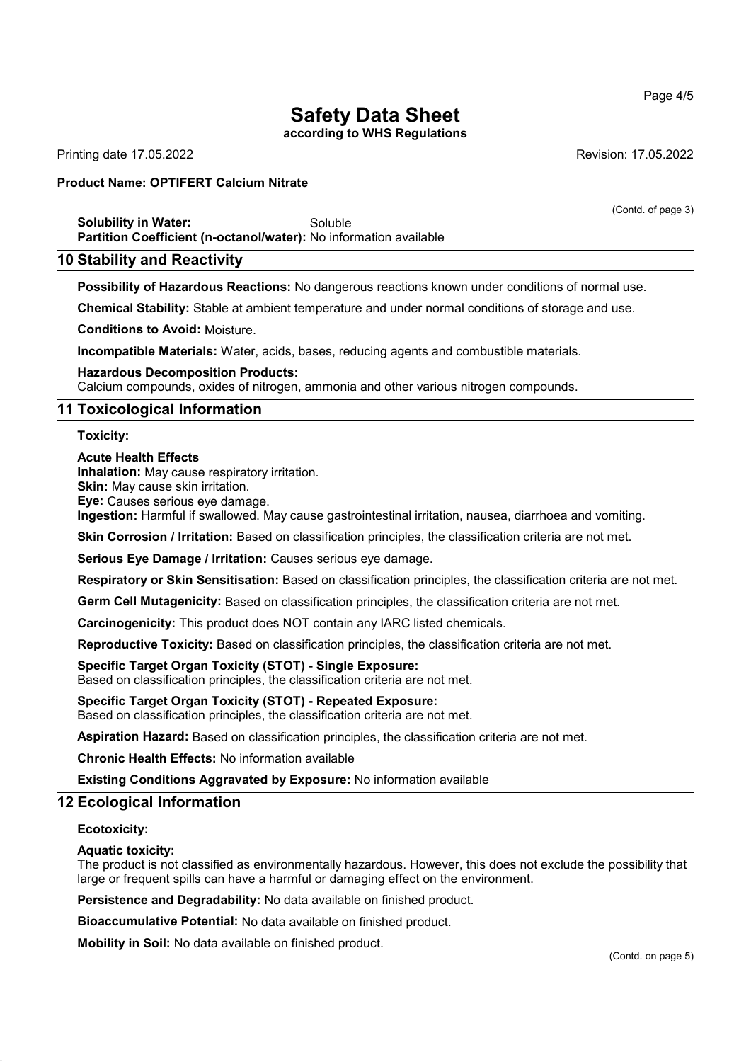**Solubility in Water:** Soluble
**Partition Coefficient (n-octanol/water):** No information available

## 10 Stability and Reactivity

**Possibility of Hazardous Reactions:** No dangerous reactions known under conditions of normal use.

**Chemical Stability:** Stable at ambient temperature and under normal conditions of storage and use.

**Conditions to Avoid:** Moisture.

**Incompatible Materials:** Water, acids, bases, reducing agents and combustible materials.

**Hazardous Decomposition Products:**
Calcium compounds, oxides of nitrogen, ammonia and other various nitrogen compounds.

## 11 Toxicological Information

**Toxicity:**

**Acute Health Effects**
**Inhalation:** May cause respiratory irritation.
**Skin:** May cause skin irritation.
**Eye:** Causes serious eye damage.
**Ingestion:** Harmful if swallowed. May cause gastrointestinal irritation, nausea, diarrhoea and vomiting.

**Skin Corrosion / Irritation:** Based on classification principles, the classification criteria are not met.

**Serious Eye Damage / Irritation:** Causes serious eye damage.

**Respiratory or Skin Sensitisation:** Based on classification principles, the classification criteria are not met.

**Germ Cell Mutagenicity:** Based on classification principles, the classification criteria are not met.

**Carcinogenicity:** This product does NOT contain any IARC listed chemicals.

**Reproductive Toxicity:** Based on classification principles, the classification criteria are not met.

**Specific Target Organ Toxicity (STOT) - Single Exposure:**
Based on classification principles, the classification criteria are not met.

**Specific Target Organ Toxicity (STOT) - Repeated Exposure:**
Based on classification principles, the classification criteria are not met.

**Aspiration Hazard:** Based on classification principles, the classification criteria are not met.

**Chronic Health Effects:** No information available

**Existing Conditions Aggravated by Exposure:** No information available

## 12 Ecological Information

**Ecotoxicity:**

**Aquatic toxicity:**
The product is not classified as environmentally hazardous. However, this does not exclude the possibility that large or frequent spills can have a harmful or damaging effect on the environment.

**Persistence and Degradability:** No data available on finished product.

**Bioaccumulative Potential:** No data available on finished product.

**Mobility in Soil:** No data available on finished product.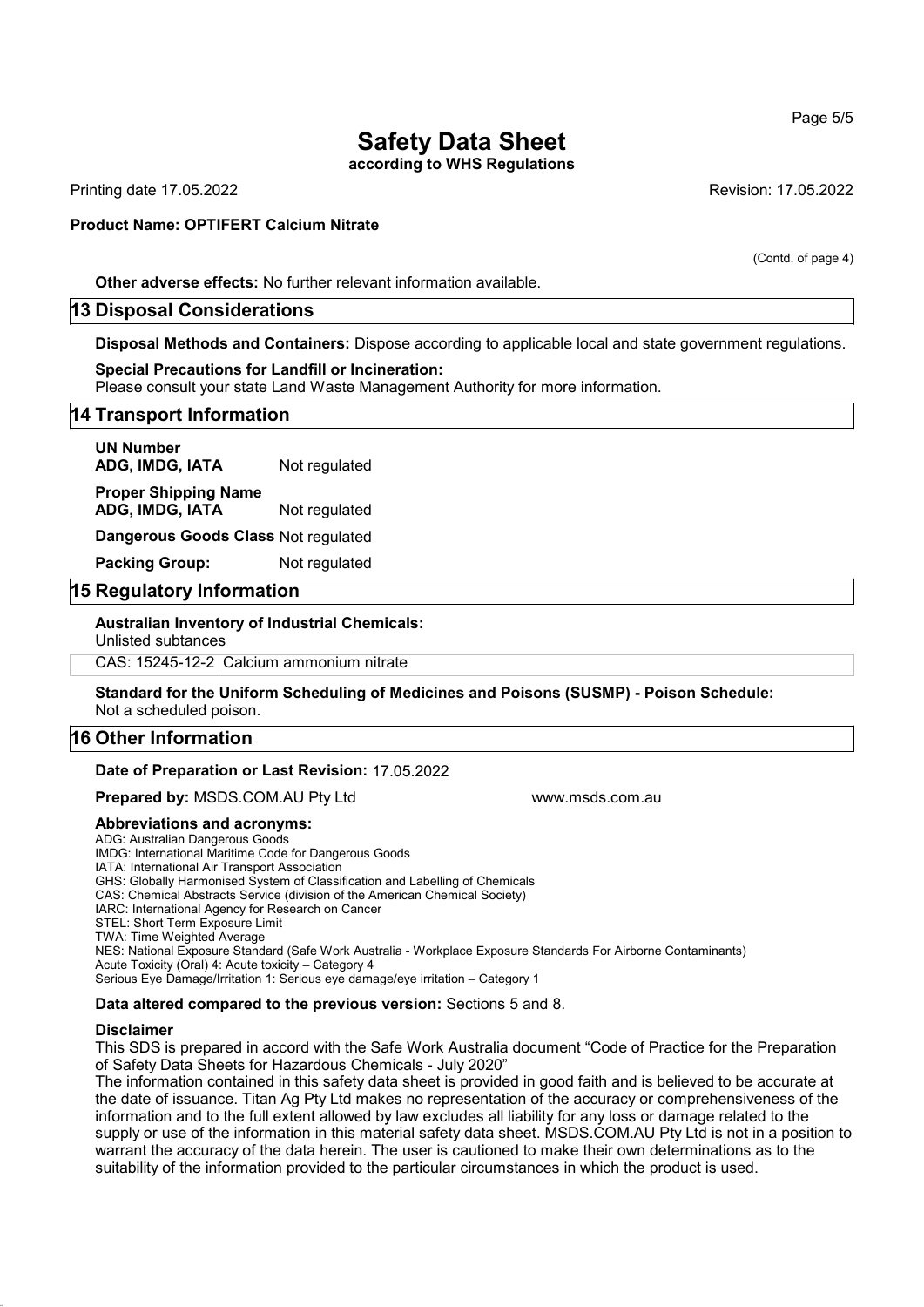(Contd. of page 4)

**Other adverse effects:** No further relevant information available.

## 13 Disposal Considerations

**Disposal Methods and Containers:** Dispose according to applicable local and state government regulations.

**Special Precautions for Landfill or Incineration:**
Please consult your state Land Waste Management Authority for more information.

## 14 Transport Information

| | |
|---|---|
| **UN Number** **ADG, IMDG, IATA** | Not regulated |
| **Proper Shipping Name** **ADG, IMDG, IATA** | Not regulated |
| **Dangerous Goods Class** | Not regulated |
| **Packing Group:** | Not regulated |

## 15 Regulatory Information

**Australian Inventory of Industrial Chemicals:**
Unlisted subtances

| | |
|---|---|
| CAS: 15245-12-2 | Calcium ammonium nitrate |

**Standard for the Uniform Scheduling of Medicines and Poisons (SUSMP) - Poison Schedule:**
Not a scheduled poison.

## 16 Other Information

**Date of Preparation or Last Revision:** 17.05.2022

**Prepared by:** MSDS.COM.AU Pty Ltd www.msds.com.au

**Abbreviations and acronyms:**
ADG: Australian Dangerous Goods
IMDG: International Maritime Code for Dangerous Goods
IATA: International Air Transport Association
GHS: Globally Harmonised System of Classification and Labelling of Chemicals
CAS: Chemical Abstracts Service (division of the American Chemical Society)
IARC: International Agency for Research on Cancer
STEL: Short Term Exposure Limit
TWA: Time Weighted Average
NES: National Exposure Standard (Safe Work Australia - Workplace Exposure Standards For Airborne Contaminants)
Acute Toxicity (Oral) 4: Acute toxicity – Category 4
Serious Eye Damage/Irritation 1: Serious eye damage/eye irritation – Category 1

**Data altered compared to the previous version:** Sections 5 and 8.

**Disclaimer**
This SDS is prepared in accord with the Safe Work Australia document "Code of Practice for the Preparation of Safety Data Sheets for Hazardous Chemicals - July 2020"
The information contained in this safety data sheet is provided in good faith and is believed to be accurate at the date of issuance. Titan Ag Pty Ltd makes no representation of the accuracy or comprehensiveness of the information and to the full extent allowed by law excludes all liability for any loss or damage related to the supply or use of the information in this material safety data sheet. MSDS.COM.AU Pty Ltd is not in a position to warrant the accuracy of the data herein. The user is cautioned to make their own determinations as to the suitability of the information provided to the particular circumstances in which the product is used.